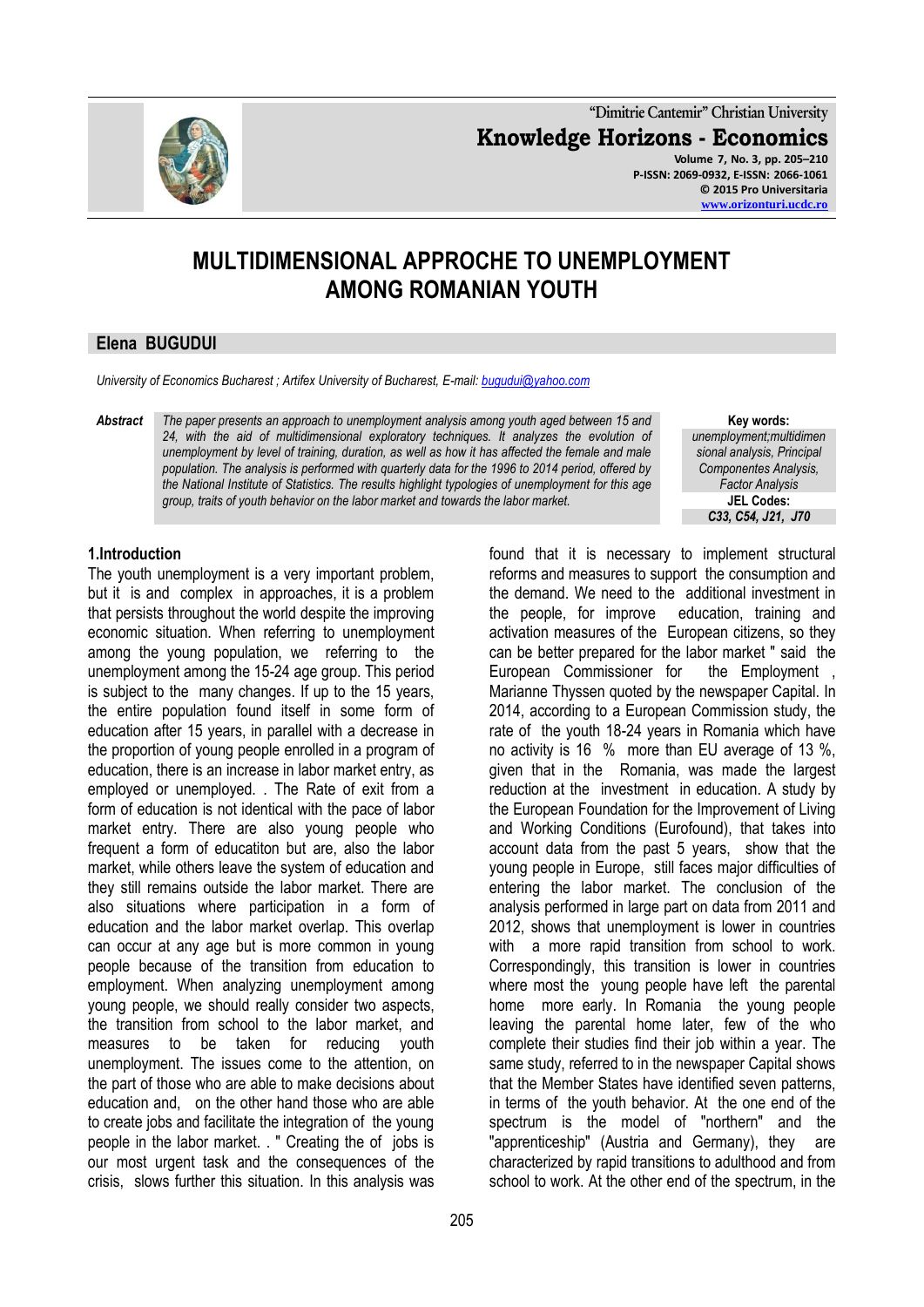# MULTIDIMENSIONAL APPROCHE TO UNEMPLOYMENT AMONG ROMANIAN YOUTH

## Elena BUGUDUI

*University of Economics Bucharest ; Artifex University of Bucharest, E-mail: bugudui@yahoo.com*

***Abstract*** *The paper presents an approach to unemployment analysis among youth aged between 15 and 24, with the aid of multidimensional exploratory techniques. It analyzes the evolution of unemployment by level of training, duration, as well as how it has affected the female and male population. The analysis is performed with quarterly data for the 1996 to 2014 period, offered by the National Institute of Statistics. The results highlight typologies of unemployment for this age group, traits of youth behavior on the labor market and towards the labor market.*

**Key words:** *unemployment;multidimensional analysis, Principal Componentes Analysis, Factor Analysis*

**JEL Codes:** ***C33, C54, J21, J70***

## 1.Introduction

The youth unemployment is a very important problem, but it is and complex in approaches, it is a problem that persists throughout the world despite the improving economic situation. When referring to unemployment among the young population, we referring to the unemployment among the 15-24 age group. This period is subject to the many changes. If up to the 15 years, the entire population found itself in some form of education after 15 years, in parallel with a decrease in the proportion of young people enrolled in a program of education, there is an increase in labor market entry, as employed or unemployed. . The Rate of exit from a form of education is not identical with the pace of labor market entry. There are also young people who frequent a form of educatiton but are, also the labor market, while others leave the system of education and they still remains outside the labor market. There are also situations where participation in a form of education and the labor market overlap. This overlap can occur at any age but is more common in young people because of the transition from education to employment. When analyzing unemployment among young people, we should really consider two aspects, the transition from school to the labor market, and measures to be taken for reducing youth unemployment. The issues come to the attention, on the part of those who are able to make decisions about education and, on the other hand those who are able to create jobs and facilitate the integration of the young people in the labor market. . " Creating the of jobs is our most urgent task and the consequences of the crisis, slows further this situation. In this analysis was found that it is necessary to implement structural reforms and measures to support the consumption and the demand. We need to the additional investment in the people, for improve education, training and activation measures of the European citizens, so they can be better prepared for the labor market " said the European Commissioner for the Employment , Marianne Thyssen quoted by the newspaper Capital. In 2014, according to a European Commission study, the rate of the youth 18-24 years in Romania which have no activity is 16 % more than EU average of 13 %, given that in the Romania, was made the largest reduction at the investment in education. A study by the European Foundation for the Improvement of Living and Working Conditions (Eurofound), that takes into account data from the past 5 years, show that the young people in Europe, still faces major difficulties of entering the labor market. The conclusion of the analysis performed in large part on data from 2011 and 2012, shows that unemployment is lower in countries with a more rapid transition from school to work. Correspondingly, this transition is lower in countries where most the young people have left the parental home more early. In Romania the young people leaving the parental home later, few of the who complete their studies find their job within a year. The same study, referred to in the newspaper Capital shows that the Member States have identified seven patterns, in terms of the youth behavior. At the one end of the spectrum is the model of "northern" and the "apprenticeship" (Austria and Germany), they are characterized by rapid transitions to adulthood and from school to work. At the other end of the spectrum, in the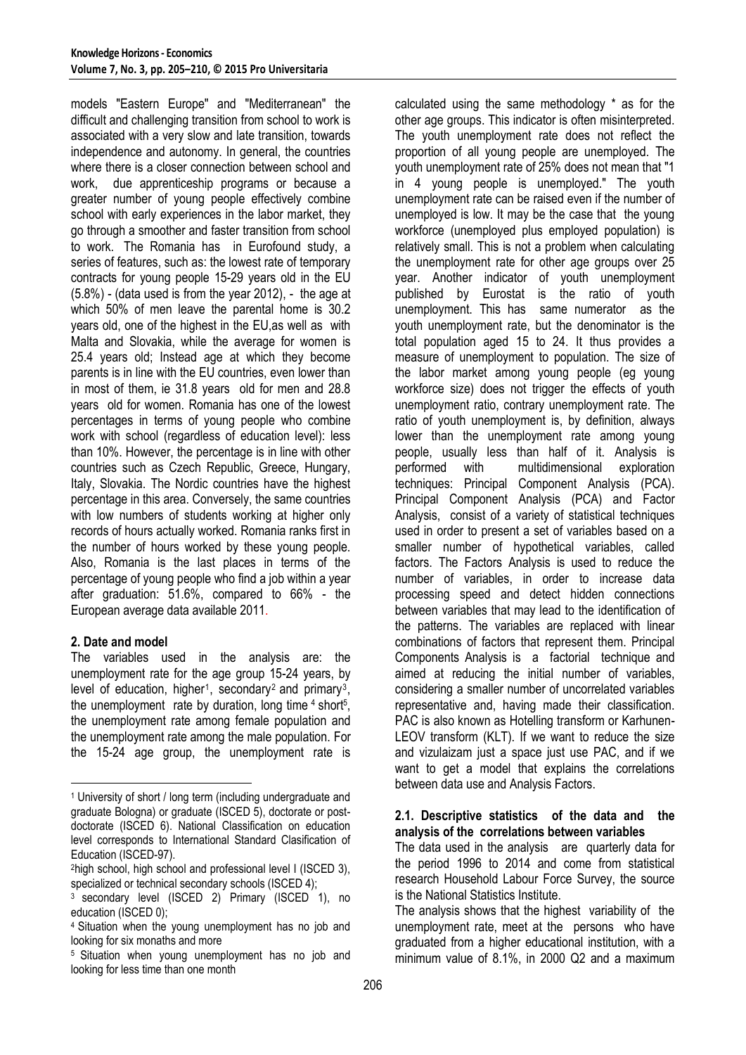models "Eastern Europe" and "Mediterranean" the difficult and challenging transition from school to work is associated with a very slow and late transition, towards independence and autonomy. In general, the countries where there is a closer connection between school and work, due apprenticeship programs or because a greater number of young people effectively combine school with early experiences in the labor market, they go through a smoother and faster transition from school to work. The Romania has in Eurofound study, a series of features, such as: the lowest rate of temporary contracts for young people 15-29 years old in the EU (5.8%) - (data used is from the year 2012), - the age at which 50% of men leave the parental home is 30.2 years old, one of the highest in the EU,as well as with Malta and Slovakia, while the average for women is 25.4 years old; Instead age at which they become parents is in line with the EU countries, even lower than in most of them, ie 31.8 years old for men and 28.8 years old for women. Romania has one of the lowest percentages in terms of young people who combine work with school (regardless of education level): less than 10%. However, the percentage is in line with other countries such as Czech Republic, Greece, Hungary, Italy, Slovakia. The Nordic countries have the highest percentage in this area. Conversely, the same countries with low numbers of students working at higher only records of hours actually worked. Romania ranks first in the number of hours worked by these young people. Also, Romania is the last places in terms of the percentage of young people who find a job within a year after graduation: 51.6%, compared to 66% - the European average data available 2011.

## 2. Date and model

The variables used in the analysis are: the unemployment rate for the age group 15-24 years, by level of education, higher[1], secondary[2] and primary[3], the unemployment rate by duration, long time [4] short[5], the unemployment rate among female population and the unemployment rate among the male population. For the 15-24 age group, the unemployment rate is calculated using the same methodology * as for the other age groups. This indicator is often misinterpreted. The youth unemployment rate does not reflect the proportion of all young people are unemployed. The youth unemployment rate of 25% does not mean that "1 in 4 young people is unemployed." The youth unemployment rate can be raised even if the number of unemployed is low. It may be the case that the young workforce (unemployed plus employed population) is relatively small. This is not a problem when calculating the unemployment rate for other age groups over 25 year. Another indicator of youth unemployment published by Eurostat is the ratio of youth unemployment. This has same numerator as the youth unemployment rate, but the denominator is the total population aged 15 to 24. It thus provides a measure of unemployment to population. The size of the labor market among young people (eg young workforce size) does not trigger the effects of youth unemployment ratio, contrary unemployment rate. The ratio of youth unemployment is, by definition, always lower than the unemployment rate among young people, usually less than half of it. Analysis is performed with multidimensional exploration techniques: Principal Component Analysis (PCA). Principal Component Analysis (PCA) and Factor Analysis, consist of a variety of statistical techniques used in order to present a set of variables based on a smaller number of hypothetical variables, called factors. The Factors Analysis is used to reduce the number of variables, in order to increase data processing speed and detect hidden connections between variables that may lead to the identification of the patterns. The variables are replaced with linear combinations of factors that represent them. Principal Components Analysis is a factorial technique and aimed at reducing the initial number of variables, considering a smaller number of uncorrelated variables representative and, having made their classification. PAC is also known as Hotelling transform or Karhunen-LEOV transform (KLT). If we want to reduce the size and vizulaizam just a space just use PAC, and if we want to get a model that explains the correlations between data use and Analysis Factors.

### 2.1. Descriptive statistics of the data and the analysis of the correlations between variables

The data used in the analysis are quarterly data for the period 1996 to 2014 and come from statistical research Household Labour Force Survey, the source is the National Statistics Institute.

The analysis shows that the highest variability of the unemployment rate, meet at the persons who have graduated from a higher educational institution, with a minimum value of 8.1%, in 2000 Q2 and a maximum

---

[1] University of short / long term (including undergraduate and graduate Bologna) or graduate (ISCED 5), doctorate or post-doctorate (ISCED 6). National Classification on education level corresponds to International Standard Clasification of Education (ISCED-97).

[2] high school, high school and professional level I (ISCED 3), specialized or technical secondary schools (ISCED 4);

[3] secondary level (ISCED 2) Primary (ISCED 1), no education (ISCED 0);

[4] Situation when the young unemployment has no job and looking for six monaths and more

[5] Situation when young unemployment has no job and looking for less time than one month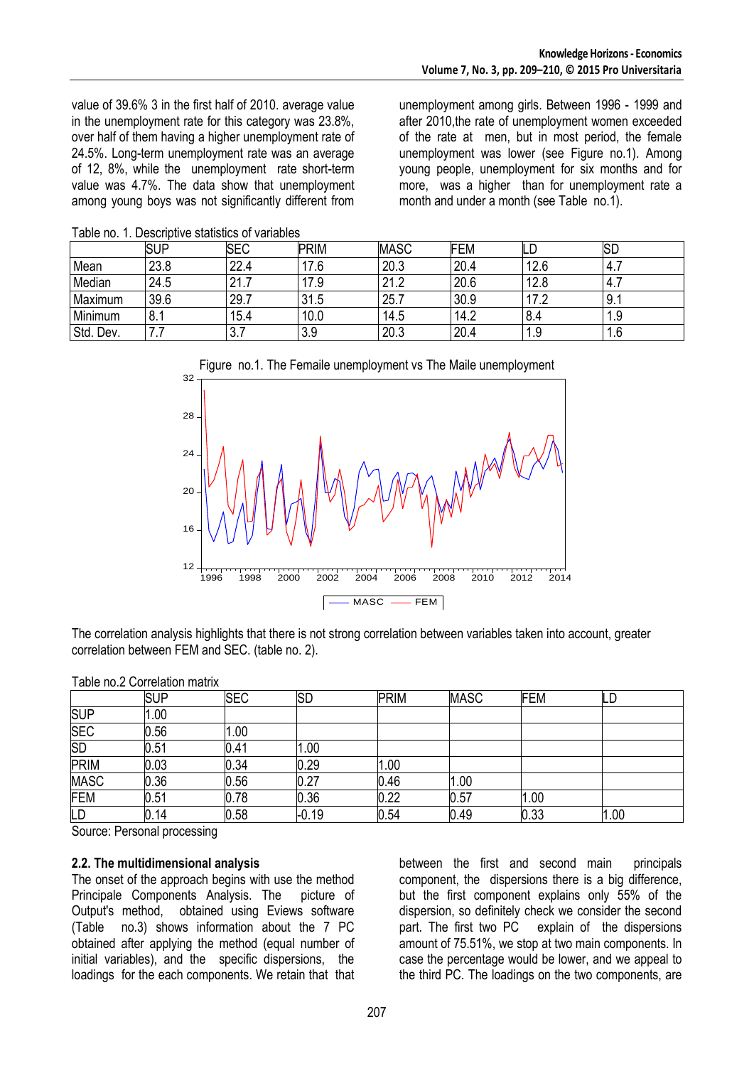value of 39.6% 3 in the first half of 2010. average value in the unemployment rate for this category was 23.8%, over half of them having a higher unemployment rate of 24.5%. Long-term unemployment rate was an average of 12, 8%, while the unemployment rate short-term value was 4.7%. The data show that unemployment among young boys was not significantly different from unemployment among girls. Between 1996 - 1999 and after 2010,the rate of unemployment women exceeded of the rate at men, but in most period, the female unemployment was lower (see Figure no.1). Among young people, unemployment for six months and for more, was a higher than for unemployment rate a month and under a month (see Table no.1).

Table no. 1. Descriptive statistics of variables

| | SUP | SEC | PRIM | MASC | FEM | LD | SD |
|---|---|---|---|---|---|---|---|
| Mean | 23.8 | 22.4 | 17.6 | 20.3 | 20.4 | 12.6 | 4.7 |
| Median | 24.5 | 21.7 | 17.9 | 21.2 | 20.6 | 12.8 | 4.7 |
| Maximum | 39.6 | 29.7 | 31.5 | 25.7 | 30.9 | 17.2 | 9.1 |
| Minimum | 8.1 | 15.4 | 10.0 | 14.5 | 14.2 | 8.4 | 1.9 |
| Std. Dev. | 7.7 | 3.7 | 3.9 | 20.3 | 20.4 | 1.9 | 1.6 |

Figure no.1. The Femaile unemployment vs The Maile unemployment

The correlation analysis highlights that there is not strong correlation between variables taken into account, greater correlation between FEM and SEC. (table no. 2).

Table no.2 Correlation matrix

| | SUP | SEC | SD | PRIM | MASC | FEM | LD |
|---|---|---|---|---|---|---|---|
| SUP | 1.00 | | | | | | |
| SEC | 0.56 | 1.00 | | | | | |
| SD | 0.51 | 0.41 | 1.00 | | | | |
| PRIM | 0.03 | 0.34 | 0.29 | 1.00 | | | |
| MASC | 0.36 | 0.56 | 0.27 | 0.46 | 1.00 | | |
| FEM | 0.51 | 0.78 | 0.36 | 0.22 | 0.57 | 1.00 | |
| LD | 0.14 | 0.58 | -0.19 | 0.54 | 0.49 | 0.33 | 1.00 |

Source: Personal processing

### 2.2. The multidimensional analysis

The onset of the approach begins with use the method Principale Components Analysis. The picture of Output's method, obtained using Eviews software (Table no.3) shows information about the 7 PC obtained after applying the method (equal number of initial variables), and the specific dispersions, the loadings for the each components. We retain that that between the first and second main principals component, the dispersions there is a big difference, but the first component explains only 55% of the dispersion, so definitely check we consider the second part. The first two PC explain of the dispersions amount of 75.51%, we stop at two main components. In case the percentage would be lower, and we appeal to the third PC. The loadings on the two components, are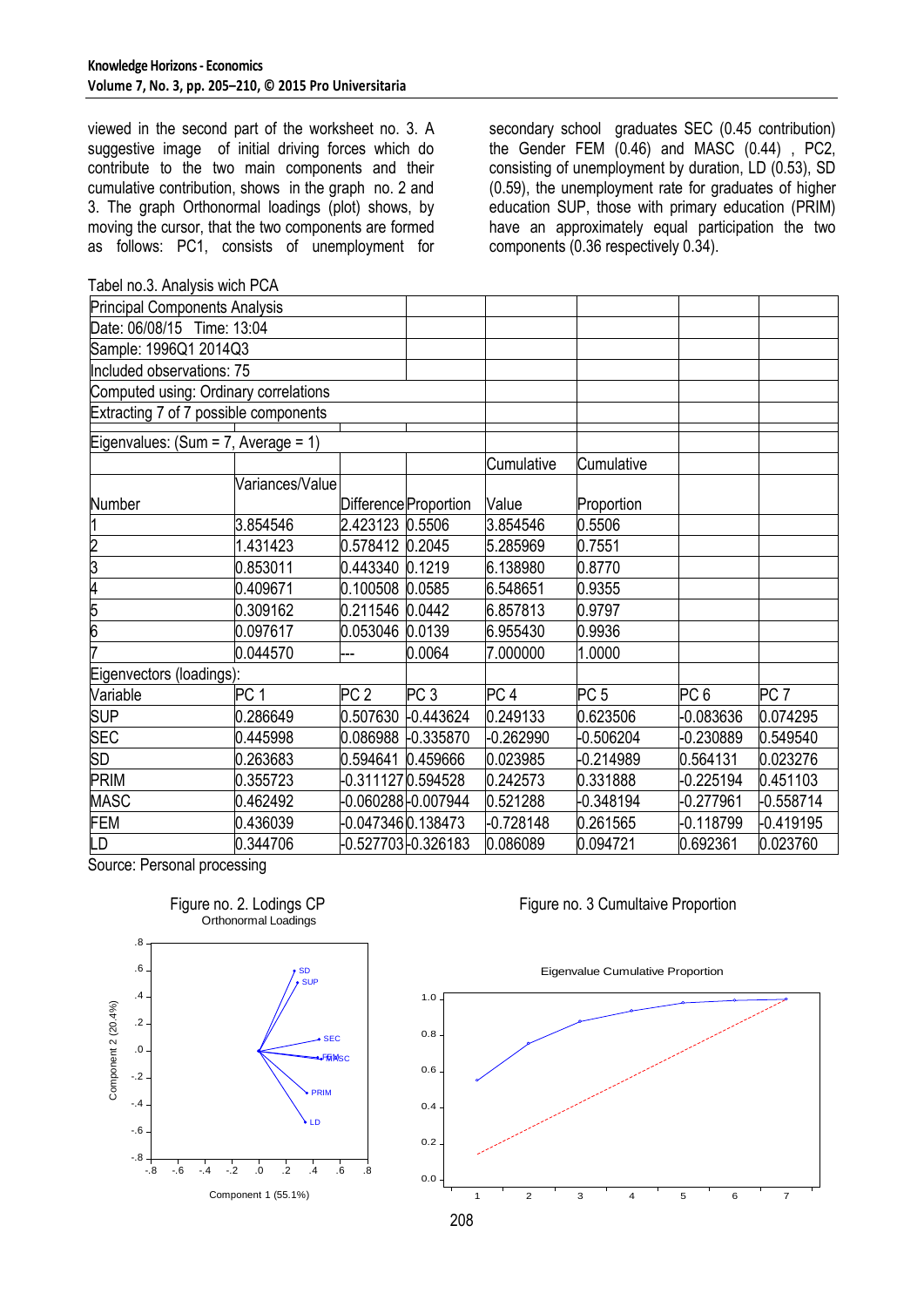viewed in the second part of the worksheet no. 3. A suggestive image of initial driving forces which do contribute to the two main components and their cumulative contribution, shows in the graph no. 2 and 3. The graph Orthonormal loadings (plot) shows, by moving the cursor, that the two components are formed as follows: PC1, consists of unemployment for secondary school graduates SEC (0.45 contribution) the Gender FEM (0.46) and MASC (0.44) , PC2, consisting of unemployment by duration, LD (0.53), SD (0.59), the unemployment rate for graduates of higher education SUP, those with primary education (PRIM) have an approximately equal participation the two components (0.36 respectively 0.34).

Tabel no.3. Analysis wich PCA

| Principal Components Analysis | | | | | | | |
|---|---|---|---|---|---|---|---|
| Date: 06/08/15 Time: 13:04 | | | | | | | |
| Sample: 1996Q1 2014Q3 | | | | | | | |
| Included observations: 75 | | | | | | | |
| Computed using: Ordinary correlations | | | | | | | |
| Extracting 7 of 7 possible components | | | | | | | |
| Eigenvalues: (Sum = 7, Average = 1) | | | | | | | |
| | | | | Cumulative | Cumulative | | |
| Number | Variances/Value | Difference | Proportion | Value | Proportion | | |
| 1 | 3.854546 | 2.423123 | 0.5506 | 3.854546 | 0.5506 | | |
| 2 | 1.431423 | 0.578412 | 0.2045 | 5.285969 | 0.7551 | | |
| 3 | 0.853011 | 0.443340 | 0.1219 | 6.138980 | 0.8770 | | |
| 4 | 0.409671 | 0.100508 | 0.0585 | 6.548651 | 0.9355 | | |
| 5 | 0.309162 | 0.211546 | 0.0442 | 6.857813 | 0.9797 | | |
| 6 | 0.097617 | 0.053046 | 0.0139 | 6.955430 | 0.9936 | | |
| 7 | 0.044570 | --- | 0.0064 | 7.000000 | 1.0000 | | |
| Eigenvectors (loadings): | | | | | | | |
| Variable | PC 1 | PC 2 | PC 3 | PC 4 | PC 5 | PC 6 | PC 7 |
| SUP | 0.286649 | 0.507630 | -0.443624 | 0.249133 | 0.623506 | -0.083636 | 0.074295 |
| SEC | 0.445998 | 0.086988 | -0.335870 | -0.262990 | -0.506204 | -0.230889 | 0.549540 |
| SD | 0.263683 | 0.594641 | 0.459666 | 0.023985 | -0.214989 | 0.564131 | 0.023276 |
| PRIM | 0.355723 | -0.311127 | 0.594528 | 0.242573 | 0.331888 | -0.225194 | 0.451103 |
| MASC | 0.462492 | -0.060288 | -0.007944 | 0.521288 | -0.348194 | -0.277961 | -0.558714 |
| FEM | 0.436039 | -0.047346 | 0.138473 | -0.728148 | 0.261565 | -0.118799 | -0.419195 |
| LD | 0.344706 | -0.527703 | -0.326183 | 0.086089 | 0.094721 | 0.692361 | 0.023760 |

Source: Personal processing

Figure no. 2. Lodings CP

Figure no. 3 Cumultaive Proportion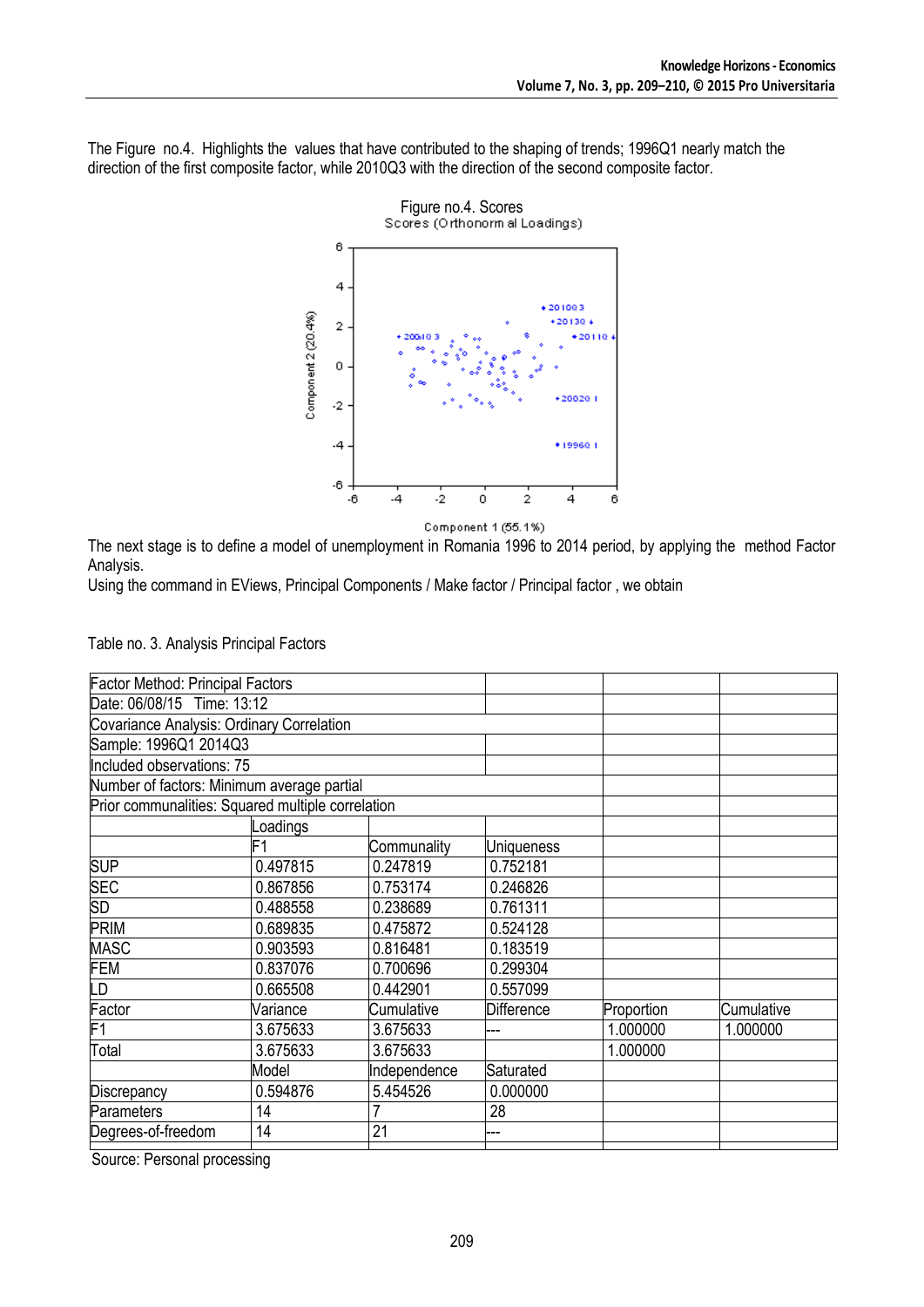The Figure no.4. Highlights the values that have contributed to the shaping of trends; 1996Q1 nearly match the direction of the first composite factor, while 2010Q3 with the direction of the second composite factor.

Figure no.4. Scores

The next stage is to define a model of unemployment in Romania 1996 to 2014 period, by applying the method Factor Analysis.

Using the command in EViews, Principal Components / Make factor / Principal factor , we obtain

Table no. 3. Analysis Principal Factors

| Factor Method: Principal Factors | | | | | |
|---|---|---|---|---|---|
| Date: 06/08/15 Time: 13:12 | | | | | |
| Covariance Analysis: Ordinary Correlation | | | | | |
| Sample: 1996Q1 2014Q3 | | | | | |
| Included observations: 75 | | | | | |
| Number of factors: Minimum average partial | | | | | |
| Prior communalities: Squared multiple correlation | | | | | |
| | Loadings | | | | |
| | F1 | Communality | Uniqueness | | |
| SUP | 0.497815 | 0.247819 | 0.752181 | | |
| SEC | 0.867856 | 0.753174 | 0.246826 | | |
| SD | 0.488558 | 0.238689 | 0.761311 | | |
| PRIM | 0.689835 | 0.475872 | 0.524128 | | |
| MASC | 0.903593 | 0.816481 | 0.183519 | | |
| FEM | 0.837076 | 0.700696 | 0.299304 | | |
| LD | 0.665508 | 0.442901 | 0.557099 | | |
| Factor | Variance | Cumulative | Difference | Proportion | Cumulative |
| F1 | 3.675633 | 3.675633 | --- | 1.000000 | 1.000000 |
| Total | 3.675633 | 3.675633 | | 1.000000 | |
| | Model | Independence | Saturated | | |
| Discrepancy | 0.594876 | 5.454526 | 0.000000 | | |
| Parameters | 14 | 7 | 28 | | |
| Degrees-of-freedom | 14 | 21 | --- | | |

Source: Personal processing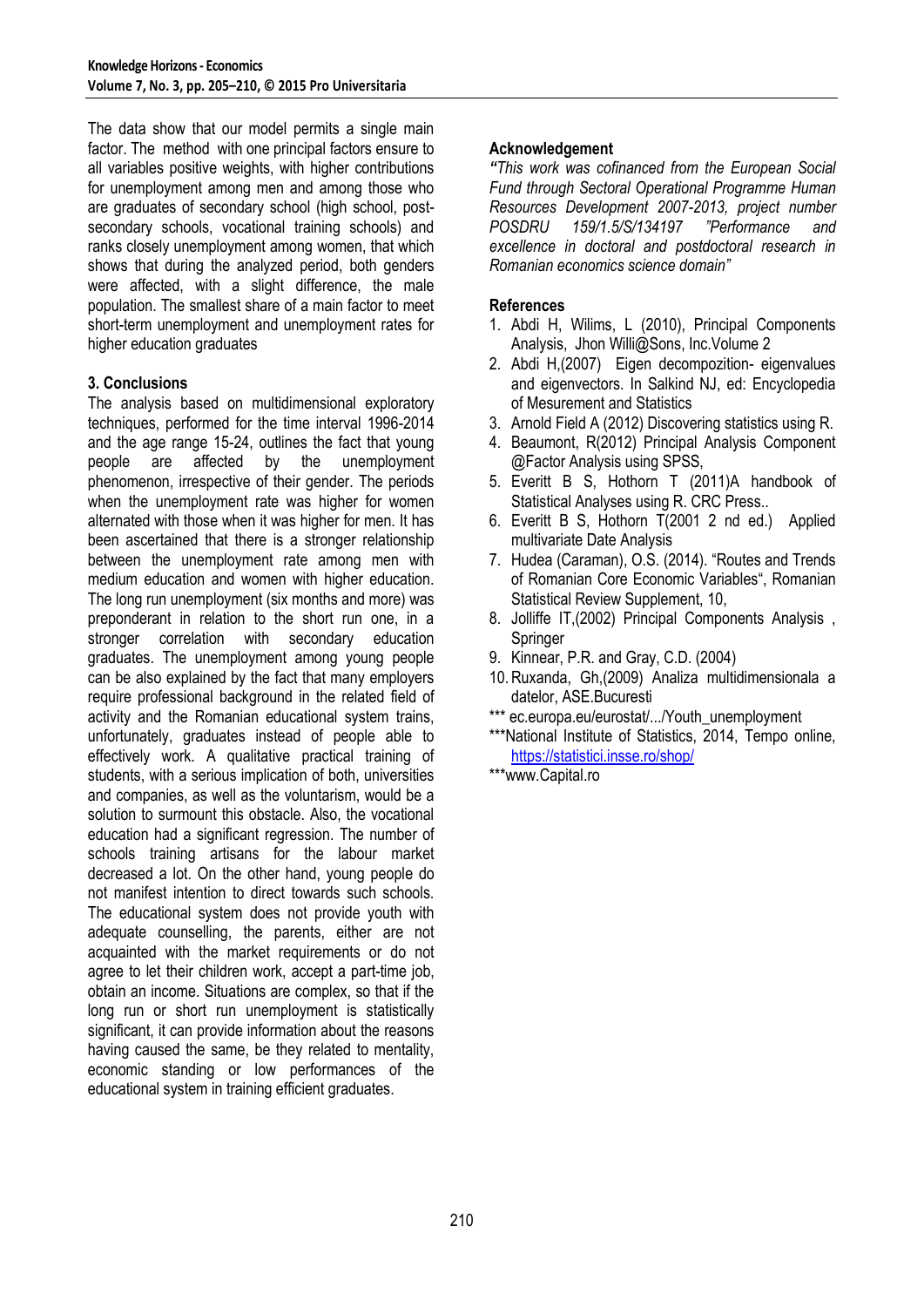The data show that our model permits a single main factor. The method with one principal factors ensure to all variables positive weights, with higher contributions for unemployment among men and among those who are graduates of secondary school (high school, post-secondary schools, vocational training schools) and ranks closely unemployment among women, that which shows that during the analyzed period, both genders were affected, with a slight difference, the male population. The smallest share of a main factor to meet short-term unemployment and unemployment rates for higher education graduates

## 3. Conclusions

The analysis based on multidimensional exploratory techniques, performed for the time interval 1996-2014 and the age range 15-24, outlines the fact that young people are affected by the unemployment phenomenon, irrespective of their gender. The periods when the unemployment rate was higher for women alternated with those when it was higher for men. It has been ascertained that there is a stronger relationship between the unemployment rate among men with medium education and women with higher education. The long run unemployment (six months and more) was preponderant in relation to the short run one, in a stronger correlation with secondary education graduates. The unemployment among young people can be also explained by the fact that many employers require professional background in the related field of activity and the Romanian educational system trains, unfortunately, graduates instead of people able to effectively work. A qualitative practical training of students, with a serious implication of both, universities and companies, as well as the voluntarism, would be a solution to surmount this obstacle. Also, the vocational education had a significant regression. The number of schools training artisans for the labour market decreased a lot. On the other hand, young people do not manifest intention to direct towards such schools. The educational system does not provide youth with adequate counselling, the parents, either are not acquainted with the market requirements or do not agree to let their children work, accept a part-time job, obtain an income. Situations are complex, so that if the long run or short run unemployment is statistically significant, it can provide information about the reasons having caused the same, be they related to mentality, economic standing or low performances of the educational system in training efficient graduates.

## Acknowledgement

*"This work was cofinanced from the European Social Fund through Sectoral Operational Programme Human Resources Development 2007-2013, project number POSDRU 159/1.5/S/134197 "Performance and excellence in doctoral and postdoctoral research in Romanian economics science domain"*

## References

1. Abdi H, Wilims, L (2010), Principal Components Analysis, Jhon Willi@Sons, Inc.Volume 2
2. Abdi H,(2007) Eigen decompozition- eigenvalues and eigenvectors. In Salkind NJ, ed: Encyclopedia of Mesurement and Statistics
3. Arnold Field A (2012) Discovering statistics using R.
4. Beaumont, R(2012) Principal Analysis Component @Factor Analysis using SPSS,
5. Everitt B S, Hothorn T (2011)A handbook of Statistical Analyses using R. CRC Press..
6. Everitt B S, Hothorn T(2001 2 nd ed.) Applied multivariate Date Analysis
7. Hudea (Caraman), O.S. (2014). "Routes and Trends of Romanian Core Economic Variables", Romanian Statistical Review Supplement, 10,
8. Jolliffe IT,(2002) Principal Components Analysis , Springer
9. Kinnear, P.R. and Gray, C.D. (2004)
10. Ruxanda, Gh,(2009) Analiza multidimensionala a datelor, ASE.Bucuresti

*** ec.europa.eu/eurostat/.../Youth_unemployment

***National Institute of Statistics, 2014, Tempo online, https://statistici.insse.ro/shop/

***www.Capital.ro